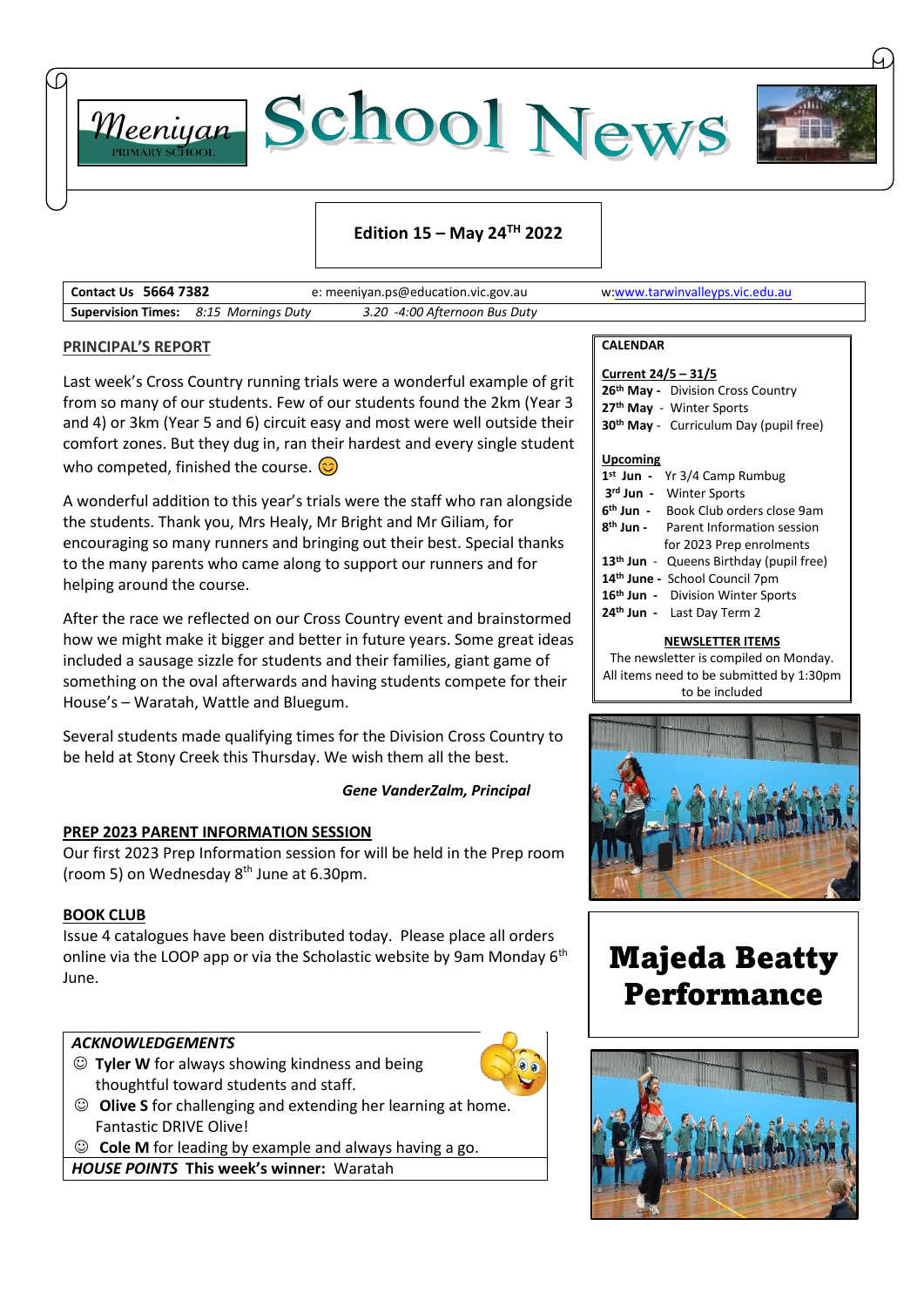# Meeniyan Primary School — School News

**Edition 15 – May 24TH 2022**

| **Contact Us 5664 7382** | e: meeniyan.ps@education.vic.gov.au | w:www.tarwinvalleyps.vic.edu.au |
|---|---|---|
| **Supervision Times:** *8:15 Mornings Duty* | *3.20 -4:00 Afternoon Bus Duty* | |

## PRINCIPAL'S REPORT

Last week's Cross Country running trials were a wonderful example of grit from so many of our students. Few of our students found the 2km (Year 3 and 4) or 3km (Year 5 and 6) circuit easy and most were well outside their comfort zones. But they dug in, ran their hardest and every single student who competed, finished the course. 😊

A wonderful addition to this year's trials were the staff who ran alongside the students. Thank you, Mrs Healy, Mr Bright and Mr Giliam, for encouraging so many runners and bringing out their best. Special thanks to the many parents who came along to support our runners and for helping around the course.

After the race we reflected on our Cross Country event and brainstormed how we might make it bigger and better in future years. Some great ideas included a sausage sizzle for students and their families, giant game of something on the oval afterwards and having students compete for their House's – Waratah, Wattle and Bluegum.

Several students made qualifying times for the Division Cross Country to be held at Stony Creek this Thursday. We wish them all the best.

*Gene VanderZalm, Principal*

## PREP 2023 PARENT INFORMATION SESSION

Our first 2023 Prep Information session for will be held in the Prep room (room 5) on Wednesday 8th June at 6.30pm.

## BOOK CLUB

Issue 4 catalogues have been distributed today. Please place all orders online via the LOOP app or via the Scholastic website by 9am Monday 6th June.

### *ACKNOWLEDGEMENTS*

- ☺ **Tyler W** for always showing kindness and being thoughtful toward students and staff.
- ☺ **Olive S** for challenging and extending her learning at home. Fantastic DRIVE Olive!
- ☺ **Cole M** for leading by example and always having a go.

***HOUSE POINTS*** **This week's winner:** Waratah

## CALENDAR

**Current 24/5 – 31/5**

- **26th May -** Division Cross Country
- **27th May -** Winter Sports
- **30th May -** Curriculum Day (pupil free)

**Upcoming**

- **1st Jun -** Yr 3/4 Camp Rumbug
- **3rd Jun -** Winter Sports
- **6th Jun -** Book Club orders close 9am
- **8th Jun -** Parent Information session for 2023 Prep enrolments
- **13th Jun -** Queens Birthday (pupil free)
- **14th June -** School Council 7pm
- **16th Jun -** Division Winter Sports
- **24th Jun -** Last Day Term 2

**NEWSLETTER ITEMS**

The newsletter is compiled on Monday. All items need to be submitted by 1:30pm to be included

## Majeda Beatty Performance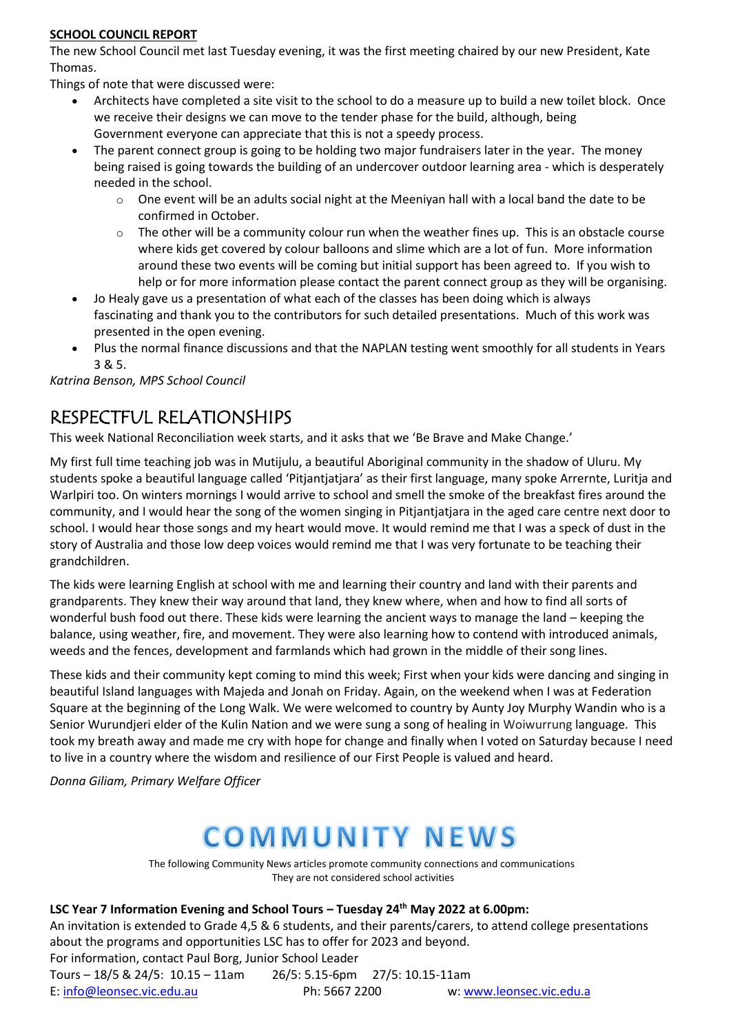**SCHOOL COUNCIL REPORT**

The new School Council met last Tuesday evening, it was the first meeting chaired by our new President, Kate Thomas.

Things of note that were discussed were:

- Architects have completed a site visit to the school to do a measure up to build a new toilet block. Once we receive their designs we can move to the tender phase for the build, although, being Government everyone can appreciate that this is not a speedy process.
- The parent connect group is going to be holding two major fundraisers later in the year. The money being raised is going towards the building of an undercover outdoor learning area - which is desperately needed in the school.
    - One event will be an adults social night at the Meeniyan hall with a local band the date to be confirmed in October.
    - The other will be a community colour run when the weather fines up. This is an obstacle course where kids get covered by colour balloons and slime which are a lot of fun. More information around these two events will be coming but initial support has been agreed to. If you wish to help or for more information please contact the parent connect group as they will be organising.
- Jo Healy gave us a presentation of what each of the classes has been doing which is always fascinating and thank you to the contributors for such detailed presentations. Much of this work was presented in the open evening.
- Plus the normal finance discussions and that the NAPLAN testing went smoothly for all students in Years 3 & 5.

*Katrina Benson, MPS School Council*

## RESPECTFUL RELATIONSHIPS

This week National Reconciliation week starts, and it asks that we 'Be Brave and Make Change.'

My first full time teaching job was in Mutijulu, a beautiful Aboriginal community in the shadow of Uluru. My students spoke a beautiful language called 'Pitjantjatjara' as their first language, many spoke Arrernte, Luritja and Warlpiri too. On winters mornings I would arrive to school and smell the smoke of the breakfast fires around the community, and I would hear the song of the women singing in Pitjantjatjara in the aged care centre next door to school. I would hear those songs and my heart would move. It would remind me that I was a speck of dust in the story of Australia and those low deep voices would remind me that I was very fortunate to be teaching their grandchildren.

The kids were learning English at school with me and learning their country and land with their parents and grandparents. They knew their way around that land, they knew where, when and how to find all sorts of wonderful bush food out there. These kids were learning the ancient ways to manage the land – keeping the balance, using weather, fire, and movement. They were also learning how to contend with introduced animals, weeds and the fences, development and farmlands which had grown in the middle of their song lines.

These kids and their community kept coming to mind this week; First when your kids were dancing and singing in beautiful Island languages with Majeda and Jonah on Friday. Again, on the weekend when I was at Federation Square at the beginning of the Long Walk. We were welcomed to country by Aunty Joy Murphy Wandin who is a Senior Wurundjeri elder of the Kulin Nation and we were sung a song of healing in Woiwurrung language. This took my breath away and made me cry with hope for change and finally when I voted on Saturday because I need to live in a country where the wisdom and resilience of our First People is valued and heard.

*Donna Giliam, Primary Welfare Officer*

# COMMUNITY NEWS

The following Community News articles promote community connections and communications
They are not considered school activities

**LSC Year 7 Information Evening and School Tours – Tuesday 24th May 2022 at 6.00pm:**

An invitation is extended to Grade 4,5 & 6 students, and their parents/carers, to attend college presentations about the programs and opportunities LSC has to offer for 2023 and beyond.

For information, contact Paul Borg, Junior School Leader

Tours – 18/5 & 24/5: 10.15 – 11am 26/5: 5.15-6pm 27/5: 10.15-11am

E: info@leonsec.vic.edu.au Ph: 5667 2200 w: www.leonsec.vic.edu.a